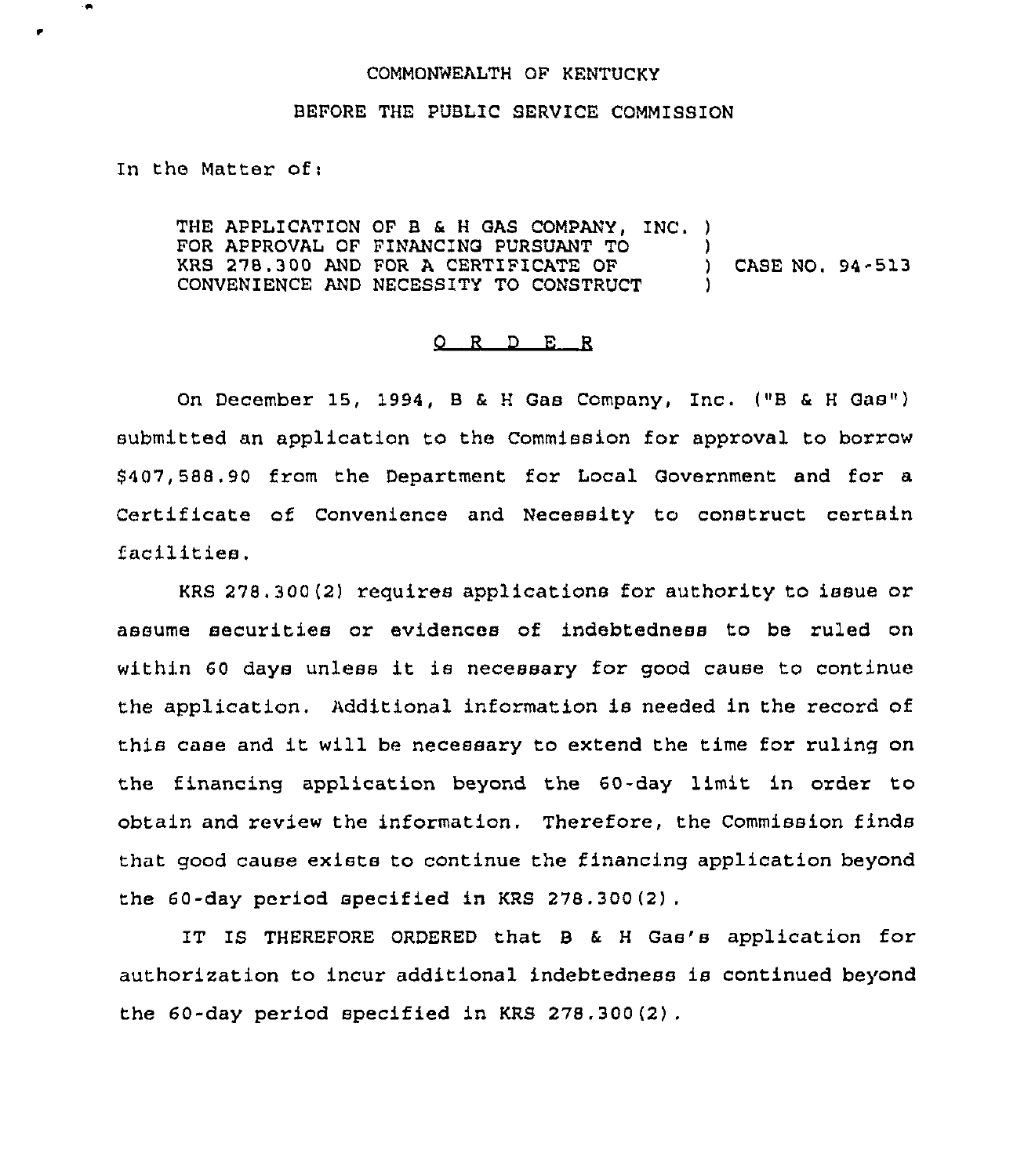COMMONWEALTH OF KENTUCKY

BEFORE THE PUBLIC SERVICE COMMISSION

In the Matter of:

THE APPLICATION OF B & H GAS COMPANY, INC. ) FOR APPROVAL OF FINANCING PURSUANT TO ) KRS 278.300 AND FOR A CERTIFICATE OF ) CASE NO. 94-513 CONVENIENCE AND NECESSITY TO CONSTRUCT )

O R D E R

On December 15, 1994, B & H Gas Company, Inc. ("B & H Gas") submitted an application to the Commission for approval to borrow $407,588.90 from the Department for Local Government and for a Certificate of Convenience and Necessity to construct certain facilities.

KRS 278.300(2) requires applications for authority to issue or assume securities or evidences of indebtedness to be ruled on within 60 days unless it is necessary for good cause to continue the application. Additional information is needed in the record of this case and it will be necessary to extend the time for ruling on the financing application beyond the 60-day limit in order to obtain and review the information. Therefore, the Commission finds that good cause exists to continue the financing application beyond the 60-day period specified in KRS 278.300(2).

IT IS THEREFORE ORDERED that B & H Gas's application for authorization to incur additional indebtedness is continued beyond the 60-day period specified in KRS 278.300(2).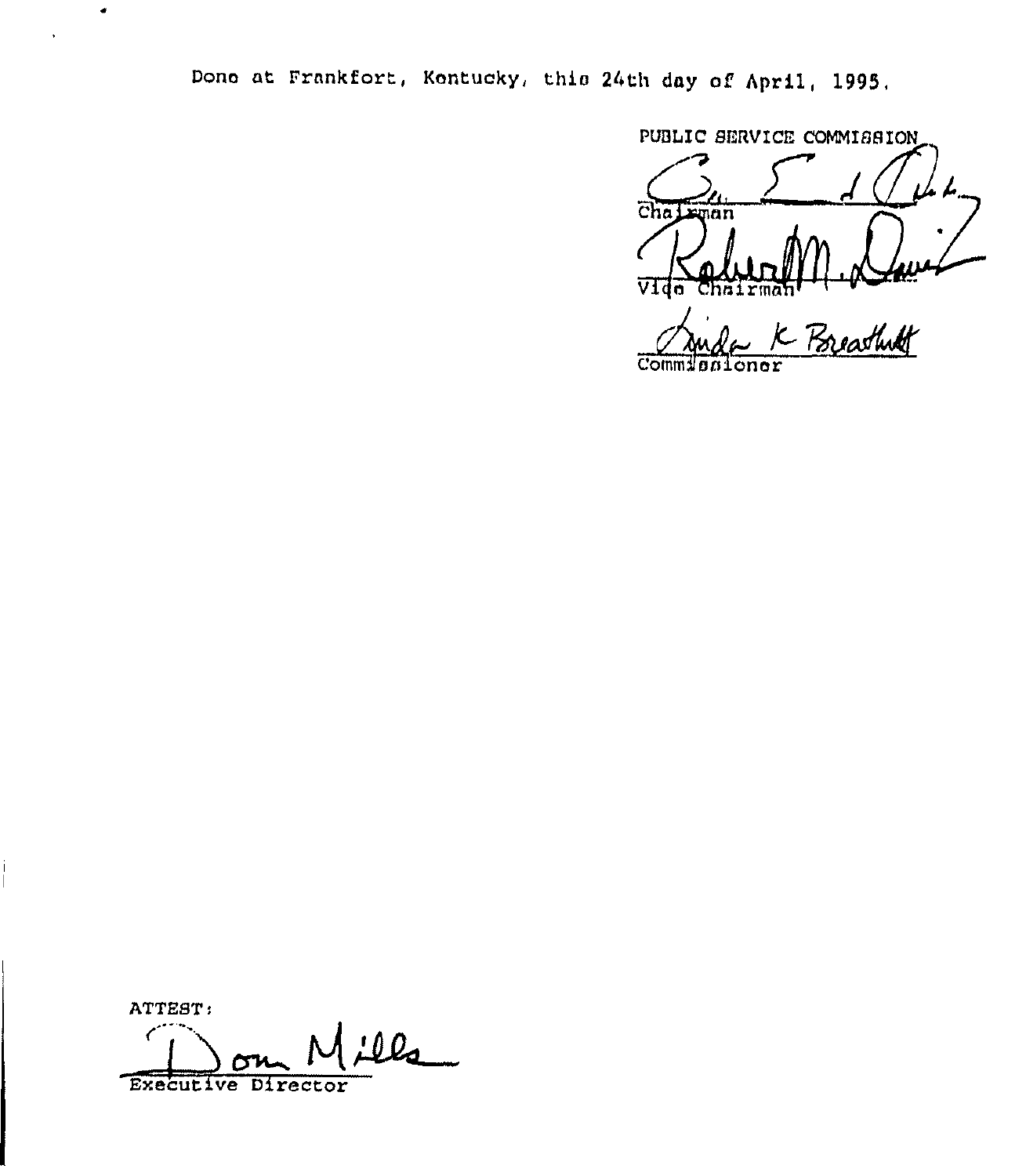Done at Frankfort, Kentucky, this 24th day of April, 1995.

PUBLIC SERVICE COMMISSION

Chairman

Vice Chairman

Commissioner

ATTEST:

Executive Director